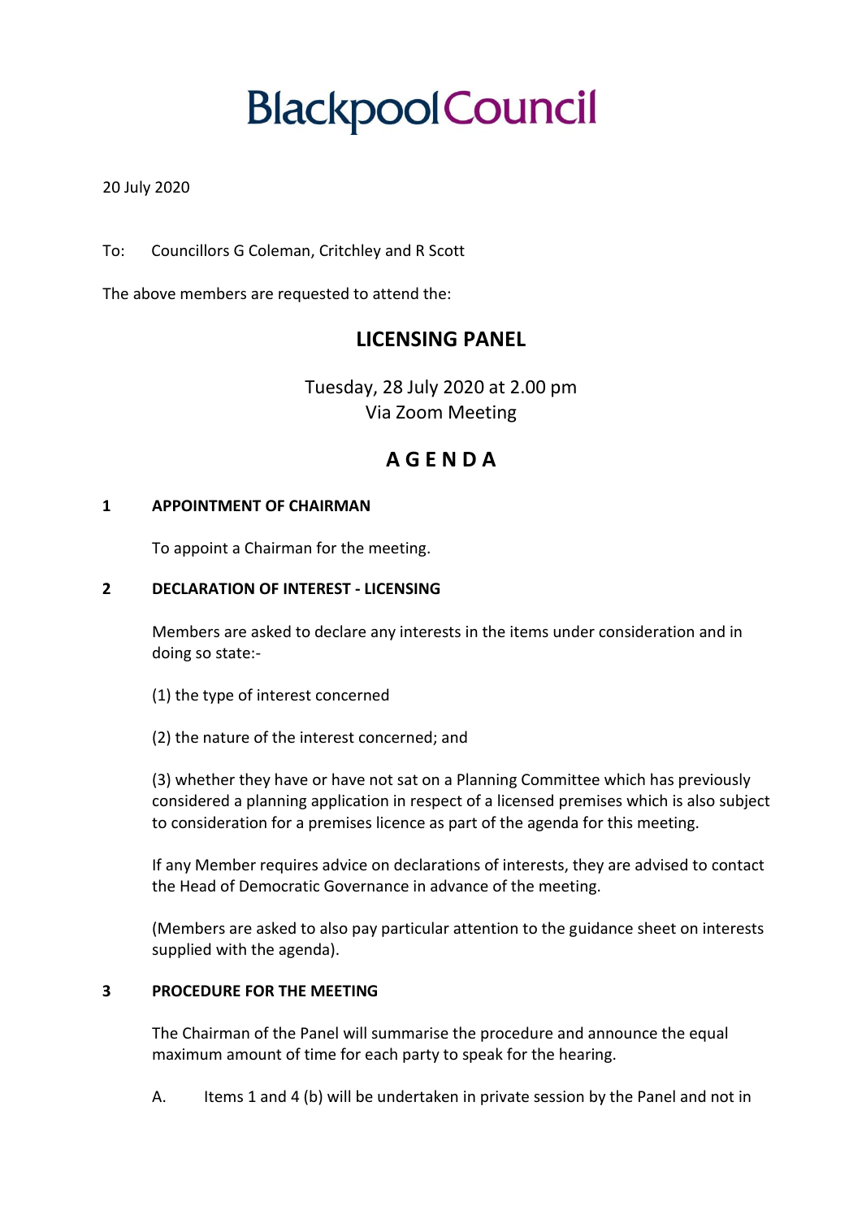# Blackpool Council

20 July 2020

To: Councillors G Coleman, Critchley and R Scott

The above members are requested to attend the:

## LICENSING PANEL

Tuesday, 28 July 2020 at 2.00 pm
Via Zoom Meeting

## A G E N D A

**1 APPOINTMENT OF CHAIRMAN**

To appoint a Chairman for the meeting.

**2 DECLARATION OF INTEREST - LICENSING**

Members are asked to declare any interests in the items under consideration and in doing so state:-

(1) the type of interest concerned

(2) the nature of the interest concerned; and

(3) whether they have or have not sat on a Planning Committee which has previously considered a planning application in respect of a licensed premises which is also subject to consideration for a premises licence as part of the agenda for this meeting.

If any Member requires advice on declarations of interests, they are advised to contact the Head of Democratic Governance in advance of the meeting.

(Members are asked to also pay particular attention to the guidance sheet on interests supplied with the agenda).

**3 PROCEDURE FOR THE MEETING**

The Chairman of the Panel will summarise the procedure and announce the equal maximum amount of time for each party to speak for the hearing.

A. Items 1 and 4 (b) will be undertaken in private session by the Panel and not in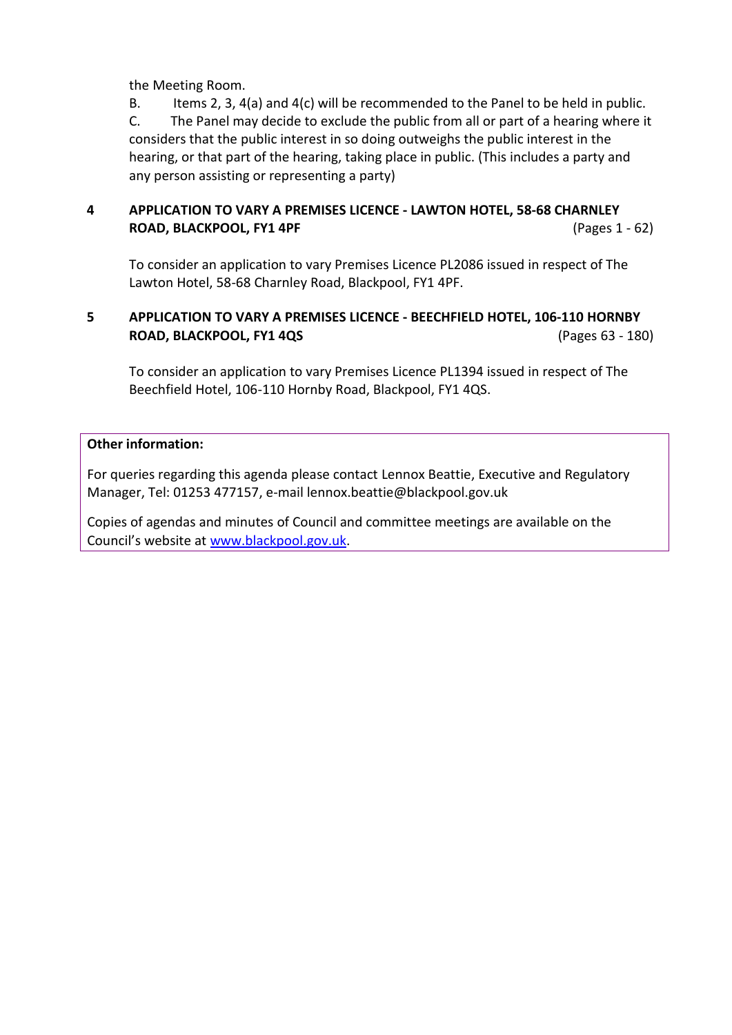the Meeting Room.

B. Items 2, 3, 4(a) and 4(c) will be recommended to the Panel to be held in public.

C. The Panel may decide to exclude the public from all or part of a hearing where it considers that the public interest in so doing outweighs the public interest in the hearing, or that part of the hearing, taking place in public. (This includes a party and any person assisting or representing a party)

**4 APPLICATION TO VARY A PREMISES LICENCE - LAWTON HOTEL, 58-68 CHARNLEY ROAD, BLACKPOOL, FY1 4PF** (Pages 1 - 62)

To consider an application to vary Premises Licence PL2086 issued in respect of The Lawton Hotel, 58-68 Charnley Road, Blackpool, FY1 4PF.

**5 APPLICATION TO VARY A PREMISES LICENCE - BEECHFIELD HOTEL, 106-110 HORNBY ROAD, BLACKPOOL, FY1 4QS** (Pages 63 - 180)

To consider an application to vary Premises Licence PL1394 issued in respect of The Beechfield Hotel, 106-110 Hornby Road, Blackpool, FY1 4QS.

**Other information:**

For queries regarding this agenda please contact Lennox Beattie, Executive and Regulatory Manager, Tel: 01253 477157, e-mail lennox.beattie@blackpool.gov.uk

Copies of agendas and minutes of Council and committee meetings are available on the Council's website at www.blackpool.gov.uk.